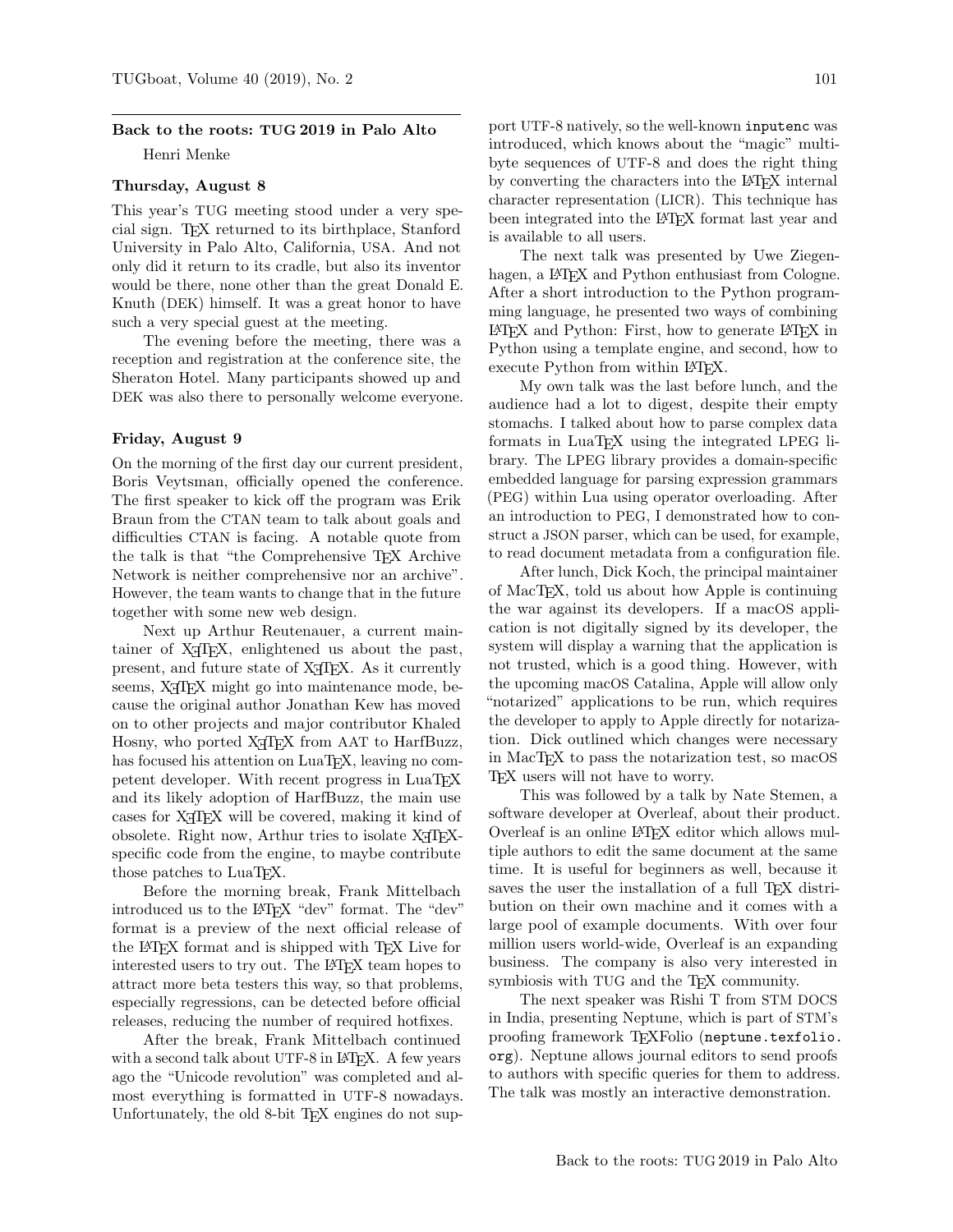## Back to the roots: TUG 2019 in Palo Alto

Henri Menke

### Thursday, August 8

This year's TUG meeting stood under a very special sign. TeX returned to its birthplace, Stanford University in Palo Alto, California, USA. And not only did it return to its cradle, but also its inventor would be there, none other than the great Donald E. Knuth (DEK) himself. It was a great honor to have such a very special guest at the meeting.

The evening before the meeting, there was a reception and registration at the conference site, the Sheraton Hotel. Many participants showed up and DEK was also there to personally welcome everyone.

### Friday, August 9

On the morning of the first day our current president, Boris Veytsman, officially opened the conference. The first speaker to kick off the program was Erik Braun from the CTAN team to talk about goals and difficulties CTAN is facing. A notable quote from the talk is that "the Comprehensive TeX Archive Network is neither comprehensive nor an archive". However, the team wants to change that in the future together with some new web design.

Next up Arthur Reutenauer, a current maintainer of XeTeX, enlightened us about the past, present, and future state of XeTeX. As it currently seems, XeTeX might go into maintenance mode, because the original author Jonathan Kew has moved on to other projects and major contributor Khaled Hosny, who ported XeTeX from AAT to HarfBuzz, has focused his attention on LuaTeX, leaving no competent developer. With recent progress in LuaTeX and its likely adoption of HarfBuzz, the main use cases for XeTeX will be covered, making it kind of obsolete. Right now, Arthur tries to isolate XeTeX-specific code from the engine, to maybe contribute those patches to LuaTeX.

Before the morning break, Frank Mittelbach introduced us to the LaTeX "dev" format. The "dev" format is a preview of the next official release of the LaTeX format and is shipped with TeX Live for interested users to try out. The LaTeX team hopes to attract more beta testers this way, so that problems, especially regressions, can be detected before official releases, reducing the number of required hotfixes.

After the break, Frank Mittelbach continued with a second talk about UTF-8 in LaTeX. A few years ago the "Unicode revolution" was completed and almost everything is formatted in UTF-8 nowadays. Unfortunately, the old 8-bit TeX engines do not support UTF-8 natively, so the well-known `inputenc` was introduced, which knows about the "magic" multibyte sequences of UTF-8 and does the right thing by converting the characters into the LaTeX internal character representation (LICR). This technique has been integrated into the LaTeX format last year and is available to all users.

The next talk was presented by Uwe Ziegenhagen, a LaTeX and Python enthusiast from Cologne. After a short introduction to the Python programming language, he presented two ways of combining LaTeX and Python: First, how to generate LaTeX in Python using a template engine, and second, how to execute Python from within LaTeX.

My own talk was the last before lunch, and the audience had a lot to digest, despite their empty stomachs. I talked about how to parse complex data formats in LuaTeX using the integrated LPEG library. The LPEG library provides a domain-specific embedded language for parsing expression grammars (PEG) within Lua using operator overloading. After an introduction to PEG, I demonstrated how to construct a JSON parser, which can be used, for example, to read document metadata from a configuration file.

After lunch, Dick Koch, the principal maintainer of MacTeX, told us about how Apple is continuing the war against its developers. If a macOS application is not digitally signed by its developer, the system will display a warning that the application is not trusted, which is a good thing. However, with the upcoming macOS Catalina, Apple will allow only "notarized" applications to be run, which requires the developer to apply to Apple directly for notarization. Dick outlined which changes were necessary in MacTeX to pass the notarization test, so macOS TeX users will not have to worry.

This was followed by a talk by Nate Stemen, a software developer at Overleaf, about their product. Overleaf is an online LaTeX editor which allows multiple authors to edit the same document at the same time. It is useful for beginners as well, because it saves the user the installation of a full TeX distribution on their own machine and it comes with a large pool of example documents. With over four million users world-wide, Overleaf is an expanding business. The company is also very interested in symbiosis with TUG and the TeX community.

The next speaker was Rishi T from STM DOCS in India, presenting Neptune, which is part of STM's proofing framework TeXFolio (`neptune.texfolio.org`). Neptune allows journal editors to send proofs to authors with specific queries for them to address. The talk was mostly an interactive demonstration.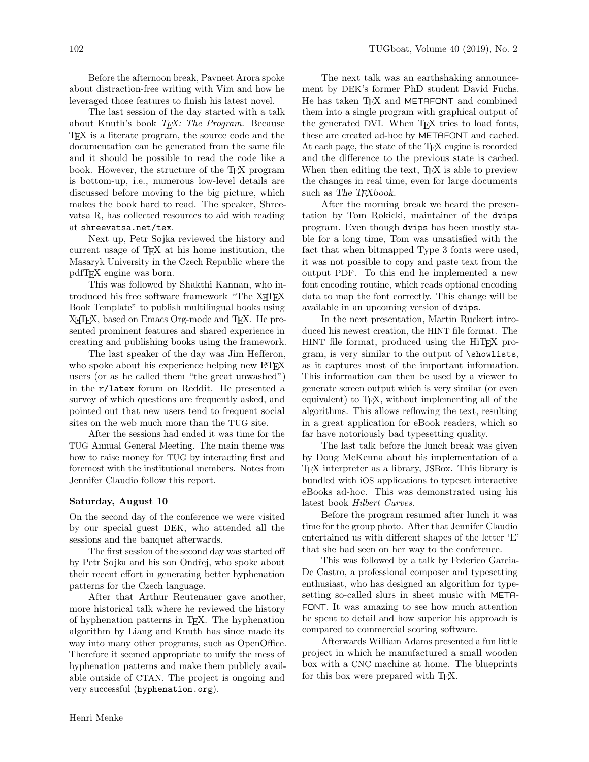Before the afternoon break, Pavneet Arora spoke about distraction-free writing with Vim and how he leveraged those features to finish his latest novel.

The last session of the day started with a talk about Knuth's book *TEX: The Program*. Because TEX is a literate program, the source code and the documentation can be generated from the same file and it should be possible to read the code like a book. However, the structure of the TEX program is bottom-up, i.e., numerous low-level details are discussed before moving to the big picture, which makes the book hard to read. The speaker, Shreevatsa R, has collected resources to aid with reading at `shreevatsa.net/tex`.

Next up, Petr Sojka reviewed the history and current usage of TEX at his home institution, the Masaryk University in the Czech Republic where the pdfTEX engine was born.

This was followed by Shakthi Kannan, who introduced his free software framework "The XeLaTeX Book Template" to publish multilingual books using XeLaTeX, based on Emacs Org-mode and TEX. He presented prominent features and shared experience in creating and publishing books using the framework.

The last speaker of the day was Jim Hefferon, who spoke about his experience helping new LaTeX users (or as he called them "the great unwashed") in the `r/latex` forum on Reddit. He presented a survey of which questions are frequently asked, and pointed out that new users tend to frequent social sites on the web much more than the TUG site.

After the sessions had ended it was time for the TUG Annual General Meeting. The main theme was how to raise money for TUG by interacting first and foremost with the institutional members. Notes from Jennifer Claudio follow this report.

### Saturday, August 10

On the second day of the conference we were visited by our special guest DEK, who attended all the sessions and the banquet afterwards.

The first session of the second day was started off by Petr Sojka and his son Ondřej, who spoke about their recent effort in generating better hyphenation patterns for the Czech language.

After that Arthur Reutenauer gave another, more historical talk where he reviewed the history of hyphenation patterns in TEX. The hyphenation algorithm by Liang and Knuth has since made its way into many other programs, such as OpenOffice. Therefore it seemed appropriate to unify the mess of hyphenation patterns and make them publicly available outside of CTAN. The project is ongoing and very successful (`hyphenation.org`).

The next talk was an earthshaking announcement by DEK's former PhD student David Fuchs. He has taken TEX and METAFONT and combined them into a single program with graphical output of the generated DVI. When TEX tries to load fonts, these are created ad-hoc by METAFONT and cached. At each page, the state of the TEX engine is recorded and the difference to the previous state is cached. When then editing the text, TEX is able to preview the changes in real time, even for large documents such as *The TEXbook*.

After the morning break we heard the presentation by Tom Rokicki, maintainer of the `dvips` program. Even though `dvips` has been mostly stable for a long time, Tom was unsatisfied with the fact that when bitmapped Type 3 fonts were used, it was not possible to copy and paste text from the output PDF. To this end he implemented a new font encoding routine, which reads optional encoding data to map the font correctly. This change will be available in an upcoming version of `dvips`.

In the next presentation, Martin Ruckert introduced his newest creation, the HINT file format. The HINT file format, produced using the HiTEX program, is very similar to the output of `\showlists`, as it captures most of the important information. This information can then be used by a viewer to generate screen output which is very similar (or even equivalent) to TEX, without implementing all of the algorithms. This allows reflowing the text, resulting in a great application for eBook readers, which so far have notoriously bad typesetting quality.

The last talk before the lunch break was given by Doug McKenna about his implementation of a TEX interpreter as a library, JSBox. This library is bundled with iOS applications to typeset interactive eBooks ad-hoc. This was demonstrated using his latest book *Hilbert Curves*.

Before the program resumed after lunch it was time for the group photo. After that Jennifer Claudio entertained us with different shapes of the letter 'E' that she had seen on her way to the conference.

This was followed by a talk by Federico Garcia-De Castro, a professional composer and typesetting enthusiast, who has designed an algorithm for typesetting so-called slurs in sheet music with METAFONT. It was amazing to see how much attention he spent to detail and how superior his approach is compared to commercial scoring software.

Afterwards William Adams presented a fun little project in which he manufactured a small wooden box with a CNC machine at home. The blueprints for this box were prepared with TEX.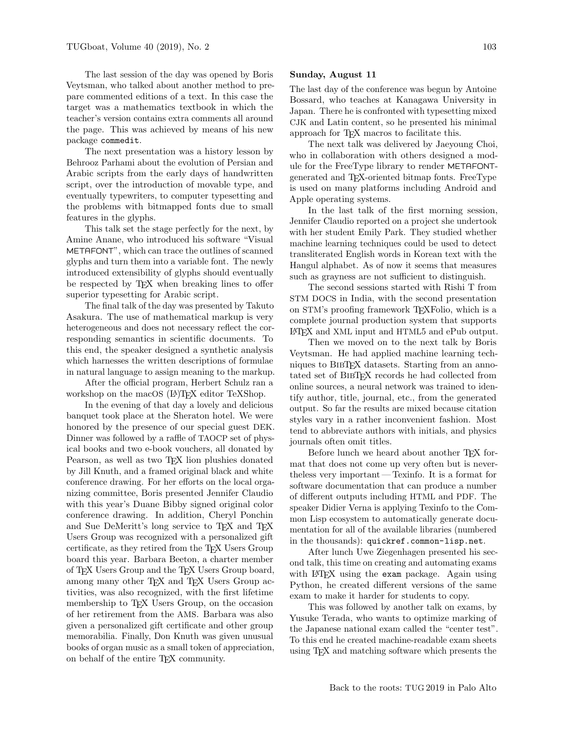The last session of the day was opened by Boris Veytsman, who talked about another method to prepare commented editions of a text. In this case the target was a mathematics textbook in which the teacher's version contains extra comments all around the page. This was achieved by means of his new package `commedit`.

The next presentation was a history lesson by Behrooz Parhami about the evolution of Persian and Arabic scripts from the early days of handwritten script, over the introduction of movable type, and eventually typewriters, to computer typesetting and the problems with bitmapped fonts due to small features in the glyphs.

This talk set the stage perfectly for the next, by Amine Anane, who introduced his software "Visual METAFONT", which can trace the outlines of scanned glyphs and turn them into a variable font. The newly introduced extensibility of glyphs should eventually be respected by TeX when breaking lines to offer superior typesetting for Arabic script.

The final talk of the day was presented by Takuto Asakura. The use of mathematical markup is very heterogeneous and does not necessary reflect the corresponding semantics in scientific documents. To this end, the speaker designed a synthetic analysis which harnesses the written descriptions of formulae in natural language to assign meaning to the markup.

After the official program, Herbert Schulz ran a workshop on the macOS (LA)TeX editor TeXShop.

In the evening of that day a lovely and delicious banquet took place at the Sheraton hotel. We were honored by the presence of our special guest DEK. Dinner was followed by a raffle of TAOCP set of physical books and two e-book vouchers, all donated by Pearson, as well as two TeX lion plushies donated by Jill Knuth, and a framed original black and white conference drawing. For her efforts on the local organizing committee, Boris presented Jennifer Claudio with this year's Duane Bibby signed original color conference drawing. In addition, Cheryl Ponchin and Sue DeMeritt's long service to TeX and TeX Users Group was recognized with a personalized gift certificate, as they retired from the TeX Users Group board this year. Barbara Beeton, a charter member of TeX Users Group and the TeX Users Group board, among many other TeX and TeX Users Group activities, was also recognized, with the first lifetime membership to TeX Users Group, on the occasion of her retirement from the AMS. Barbara was also given a personalized gift certificate and other group memorabilia. Finally, Don Knuth was given unusual books of organ music as a small token of appreciation, on behalf of the entire TeX community.

**Sunday, August 11**

The last day of the conference was begun by Antoine Bossard, who teaches at Kanagawa University in Japan. There he is confronted with typesetting mixed CJK and Latin content, so he presented his minimal approach for TeX macros to facilitate this.

The next talk was delivered by Jaeyoung Choi, who in collaboration with others designed a module for the FreeType library to render METAFONT-generated and TeX-oriented bitmap fonts. FreeType is used on many platforms including Android and Apple operating systems.

In the last talk of the first morning session, Jennifer Claudio reported on a project she undertook with her student Emily Park. They studied whether machine learning techniques could be used to detect transliterated English words in Korean text with the Hangul alphabet. As of now it seems that measures such as grayness are not sufficient to distinguish.

The second sessions started with Rishi T from STM DOCS in India, with the second presentation on STM's proofing framework TeXFolio, which is a complete journal production system that supports LaTeX and XML input and HTML5 and ePub output.

Then we moved on to the next talk by Boris Veytsman. He had applied machine learning techniques to BibTeX datasets. Starting from an annotated set of BibTeX records he had collected from online sources, a neural network was trained to identify author, title, journal, etc., from the generated output. So far the results are mixed because citation styles vary in a rather inconvenient fashion. Most tend to abbreviate authors with initials, and physics journals often omit titles.

Before lunch we heard about another TeX format that does not come up very often but is nevertheless very important — Texinfo. It is a format for software documentation that can produce a number of different outputs including HTML and PDF. The speaker Didier Verna is applying Texinfo to the Common Lisp ecosystem to automatically generate documentation for all of the available libraries (numbered in the thousands): `quickref.common-lisp.net`.

After lunch Uwe Ziegenhagen presented his second talk, this time on creating and automating exams with LaTeX using the `exam` package. Again using Python, he created different versions of the same exam to make it harder for students to copy.

This was followed by another talk on exams, by Yusuke Terada, who wants to optimize marking of the Japanese national exam called the "center test". To this end he created machine-readable exam sheets using TeX and matching software which presents the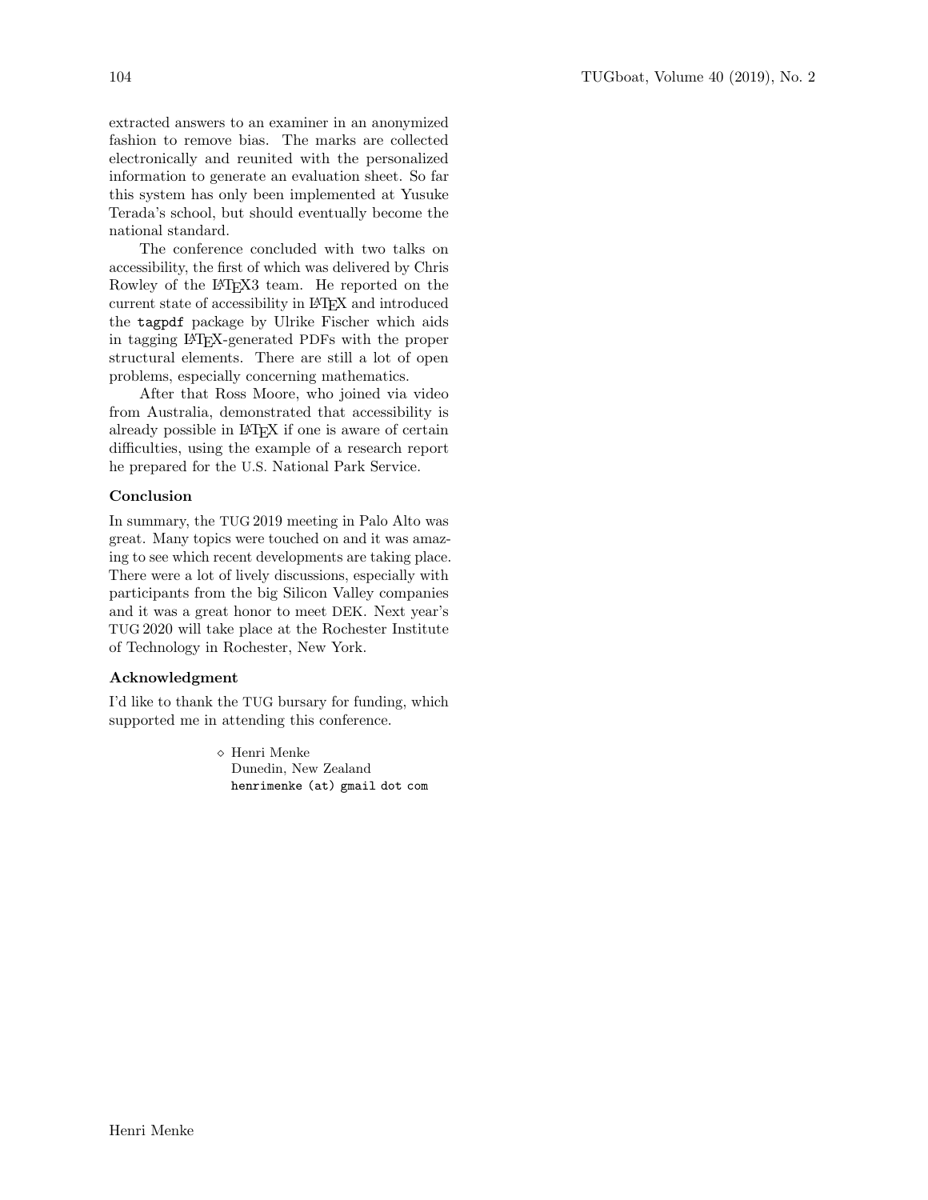extracted answers to an examiner in an anonymized fashion to remove bias. The marks are collected electronically and reunited with the personalized information to generate an evaluation sheet. So far this system has only been implemented at Yusuke Terada's school, but should eventually become the national standard.

The conference concluded with two talks on accessibility, the first of which was delivered by Chris Rowley of the LaTeX3 team. He reported on the current state of accessibility in LaTeX and introduced the `tagpdf` package by Ulrike Fischer which aids in tagging LaTeX-generated PDFs with the proper structural elements. There are still a lot of open problems, especially concerning mathematics.

After that Ross Moore, who joined via video from Australia, demonstrated that accessibility is already possible in LaTeX if one is aware of certain difficulties, using the example of a research report he prepared for the U.S. National Park Service.

### Conclusion

In summary, the TUG 2019 meeting in Palo Alto was great. Many topics were touched on and it was amazing to see which recent developments are taking place. There were a lot of lively discussions, especially with participants from the big Silicon Valley companies and it was a great honor to meet DEK. Next year's TUG 2020 will take place at the Rochester Institute of Technology in Rochester, New York.

### Acknowledgment

I'd like to thank the TUG bursary for funding, which supported me in attending this conference.

⋄ Henri Menke
Dunedin, New Zealand
`henrimenke (at) gmail dot com`